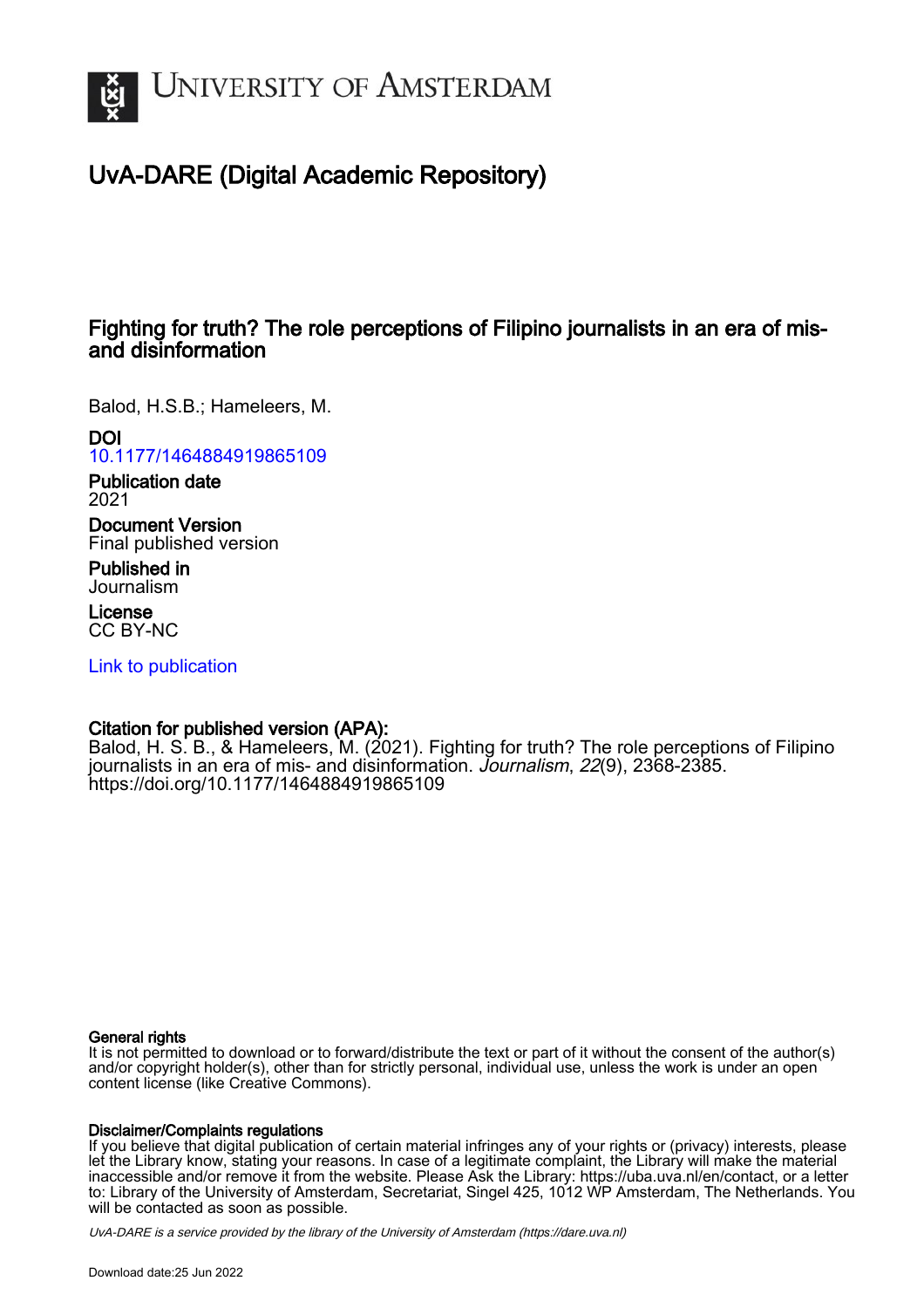# University of Amsterdam

## UvA-DARE (Digital Academic Repository)

### Fighting for truth? The role perceptions of Filipino journalists in an era of mis- and disinformation

Balod, H.S.B.; Hameleers, M.

**DOI**
10.1177/1464884919865109

**Publication date**
2021

**Document Version**
Final published version

**Published in**
Journalism

**License**
CC BY-NC

Link to publication

**Citation for published version (APA):**
Balod, H. S. B., & Hameleers, M. (2021). Fighting for truth? The role perceptions of Filipino journalists in an era of mis- and disinformation. *Journalism*, *22*(9), 2368-2385. https://doi.org/10.1177/1464884919865109

**General rights**
It is not permitted to download or to forward/distribute the text or part of it without the consent of the author(s) and/or copyright holder(s), other than for strictly personal, individual use, unless the work is under an open content license (like Creative Commons).

**Disclaimer/Complaints regulations**
If you believe that digital publication of certain material infringes any of your rights or (privacy) interests, please let the Library know, stating your reasons. In case of a legitimate complaint, the Library will make the material inaccessible and/or remove it from the website. Please Ask the Library: https://uba.uva.nl/en/contact, or a letter to: Library of the University of Amsterdam, Secretariat, Singel 425, 1012 WP Amsterdam, The Netherlands. You will be contacted as soon as possible.

*UvA-DARE is a service provided by the library of the University of Amsterdam (https://dare.uva.nl)*

Download date:25 Jun 2022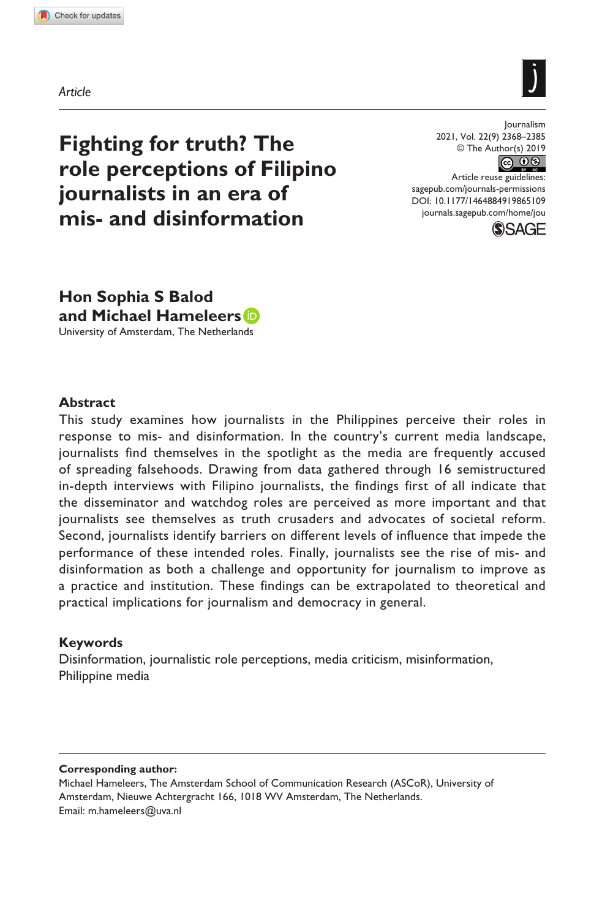Article

# Fighting for truth? The role perceptions of Filipino journalists in an era of mis- and disinformation

**Hon Sophia S Balod and Michael Hameleers**

University of Amsterdam, The Netherlands

## Abstract

This study examines how journalists in the Philippines perceive their roles in response to mis- and disinformation. In the country's current media landscape, journalists find themselves in the spotlight as the media are frequently accused of spreading falsehoods. Drawing from data gathered through 16 semistructured in-depth interviews with Filipino journalists, the findings first of all indicate that the disseminator and watchdog roles are perceived as more important and that journalists see themselves as truth crusaders and advocates of societal reform. Second, journalists identify barriers on different levels of influence that impede the performance of these intended roles. Finally, journalists see the rise of mis- and disinformation as both a challenge and opportunity for journalism to improve as a practice and institution. These findings can be extrapolated to theoretical and practical implications for journalism and democracy in general.

## Keywords

Disinformation, journalistic role perceptions, media criticism, misinformation, Philippine media

**Corresponding author:**

Michael Hameleers, The Amsterdam School of Communication Research (ASCoR), University of Amsterdam, Nieuwe Achtergracht 166, 1018 WV Amsterdam, The Netherlands.
Email: m.hameleers@uva.nl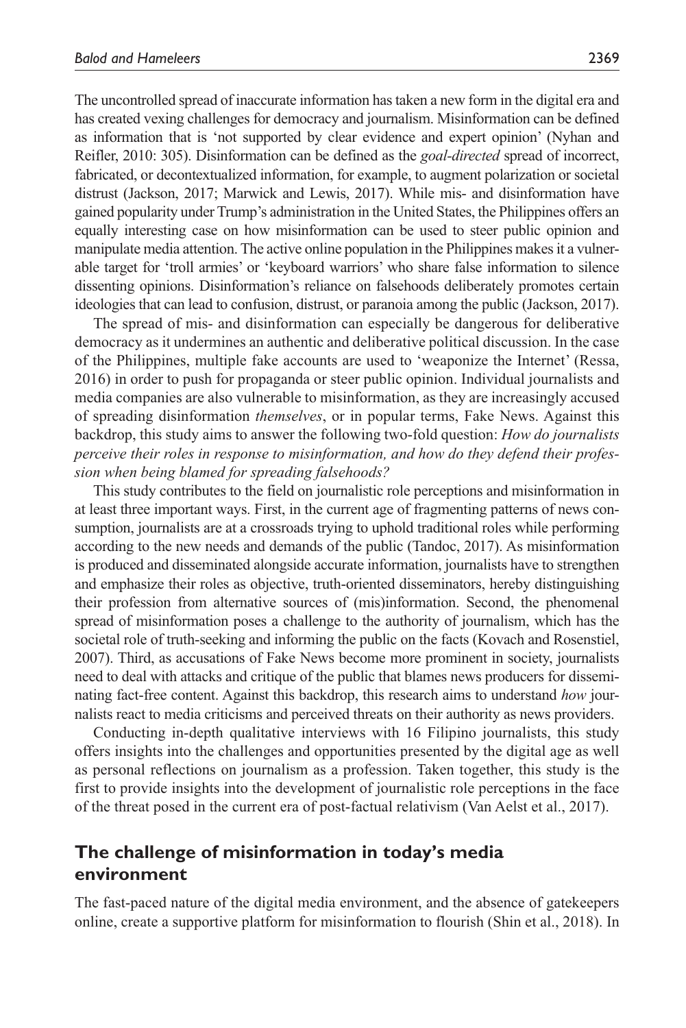The uncontrolled spread of inaccurate information has taken a new form in the digital era and has created vexing challenges for democracy and journalism. Misinformation can be defined as information that is 'not supported by clear evidence and expert opinion' (Nyhan and Reifler, 2010: 305). Disinformation can be defined as the *goal-directed* spread of incorrect, fabricated, or decontextualized information, for example, to augment polarization or societal distrust (Jackson, 2017; Marwick and Lewis, 2017). While mis- and disinformation have gained popularity under Trump's administration in the United States, the Philippines offers an equally interesting case on how misinformation can be used to steer public opinion and manipulate media attention. The active online population in the Philippines makes it a vulnerable target for 'troll armies' or 'keyboard warriors' who share false information to silence dissenting opinions. Disinformation's reliance on falsehoods deliberately promotes certain ideologies that can lead to confusion, distrust, or paranoia among the public (Jackson, 2017).

The spread of mis- and disinformation can especially be dangerous for deliberative democracy as it undermines an authentic and deliberative political discussion. In the case of the Philippines, multiple fake accounts are used to 'weaponize the Internet' (Ressa, 2016) in order to push for propaganda or steer public opinion. Individual journalists and media companies are also vulnerable to misinformation, as they are increasingly accused of spreading disinformation *themselves*, or in popular terms, Fake News. Against this backdrop, this study aims to answer the following two-fold question: *How do journalists perceive their roles in response to misinformation, and how do they defend their profession when being blamed for spreading falsehoods?*

This study contributes to the field on journalistic role perceptions and misinformation in at least three important ways. First, in the current age of fragmenting patterns of news consumption, journalists are at a crossroads trying to uphold traditional roles while performing according to the new needs and demands of the public (Tandoc, 2017). As misinformation is produced and disseminated alongside accurate information, journalists have to strengthen and emphasize their roles as objective, truth-oriented disseminators, hereby distinguishing their profession from alternative sources of (mis)information. Second, the phenomenal spread of misinformation poses a challenge to the authority of journalism, which has the societal role of truth-seeking and informing the public on the facts (Kovach and Rosenstiel, 2007). Third, as accusations of Fake News become more prominent in society, journalists need to deal with attacks and critique of the public that blames news producers for disseminating fact-free content. Against this backdrop, this research aims to understand *how* journalists react to media criticisms and perceived threats on their authority as news providers.

Conducting in-depth qualitative interviews with 16 Filipino journalists, this study offers insights into the challenges and opportunities presented by the digital age as well as personal reflections on journalism as a profession. Taken together, this study is the first to provide insights into the development of journalistic role perceptions in the face of the threat posed in the current era of post-factual relativism (Van Aelst et al., 2017).

## The challenge of misinformation in today's media environment

The fast-paced nature of the digital media environment, and the absence of gatekeepers online, create a supportive platform for misinformation to flourish (Shin et al., 2018). In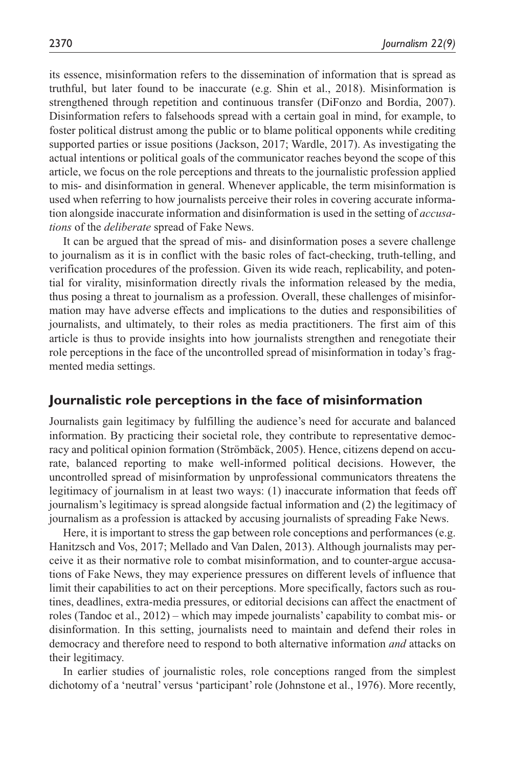its essence, misinformation refers to the dissemination of information that is spread as truthful, but later found to be inaccurate (e.g. Shin et al., 2018). Misinformation is strengthened through repetition and continuous transfer (DiFonzo and Bordia, 2007). Disinformation refers to falsehoods spread with a certain goal in mind, for example, to foster political distrust among the public or to blame political opponents while crediting supported parties or issue positions (Jackson, 2017; Wardle, 2017). As investigating the actual intentions or political goals of the communicator reaches beyond the scope of this article, we focus on the role perceptions and threats to the journalistic profession applied to mis- and disinformation in general. Whenever applicable, the term misinformation is used when referring to how journalists perceive their roles in covering accurate information alongside inaccurate information and disinformation is used in the setting of *accusations* of the *deliberate* spread of Fake News.

It can be argued that the spread of mis- and disinformation poses a severe challenge to journalism as it is in conflict with the basic roles of fact-checking, truth-telling, and verification procedures of the profession. Given its wide reach, replicability, and potential for virality, misinformation directly rivals the information released by the media, thus posing a threat to journalism as a profession. Overall, these challenges of misinformation may have adverse effects and implications to the duties and responsibilities of journalists, and ultimately, to their roles as media practitioners. The first aim of this article is thus to provide insights into how journalists strengthen and renegotiate their role perceptions in the face of the uncontrolled spread of misinformation in today's fragmented media settings.

## Journalistic role perceptions in the face of misinformation

Journalists gain legitimacy by fulfilling the audience's need for accurate and balanced information. By practicing their societal role, they contribute to representative democracy and political opinion formation (Strömbäck, 2005). Hence, citizens depend on accurate, balanced reporting to make well-informed political decisions. However, the uncontrolled spread of misinformation by unprofessional communicators threatens the legitimacy of journalism in at least two ways: (1) inaccurate information that feeds off journalism's legitimacy is spread alongside factual information and (2) the legitimacy of journalism as a profession is attacked by accusing journalists of spreading Fake News.

Here, it is important to stress the gap between role conceptions and performances (e.g. Hanitzsch and Vos, 2017; Mellado and Van Dalen, 2013). Although journalists may perceive it as their normative role to combat misinformation, and to counter-argue accusations of Fake News, they may experience pressures on different levels of influence that limit their capabilities to act on their perceptions. More specifically, factors such as routines, deadlines, extra-media pressures, or editorial decisions can affect the enactment of roles (Tandoc et al., 2012) – which may impede journalists' capability to combat mis- or disinformation. In this setting, journalists need to maintain and defend their roles in democracy and therefore need to respond to both alternative information *and* attacks on their legitimacy.

In earlier studies of journalistic roles, role conceptions ranged from the simplest dichotomy of a 'neutral' versus 'participant' role (Johnstone et al., 1976). More recently,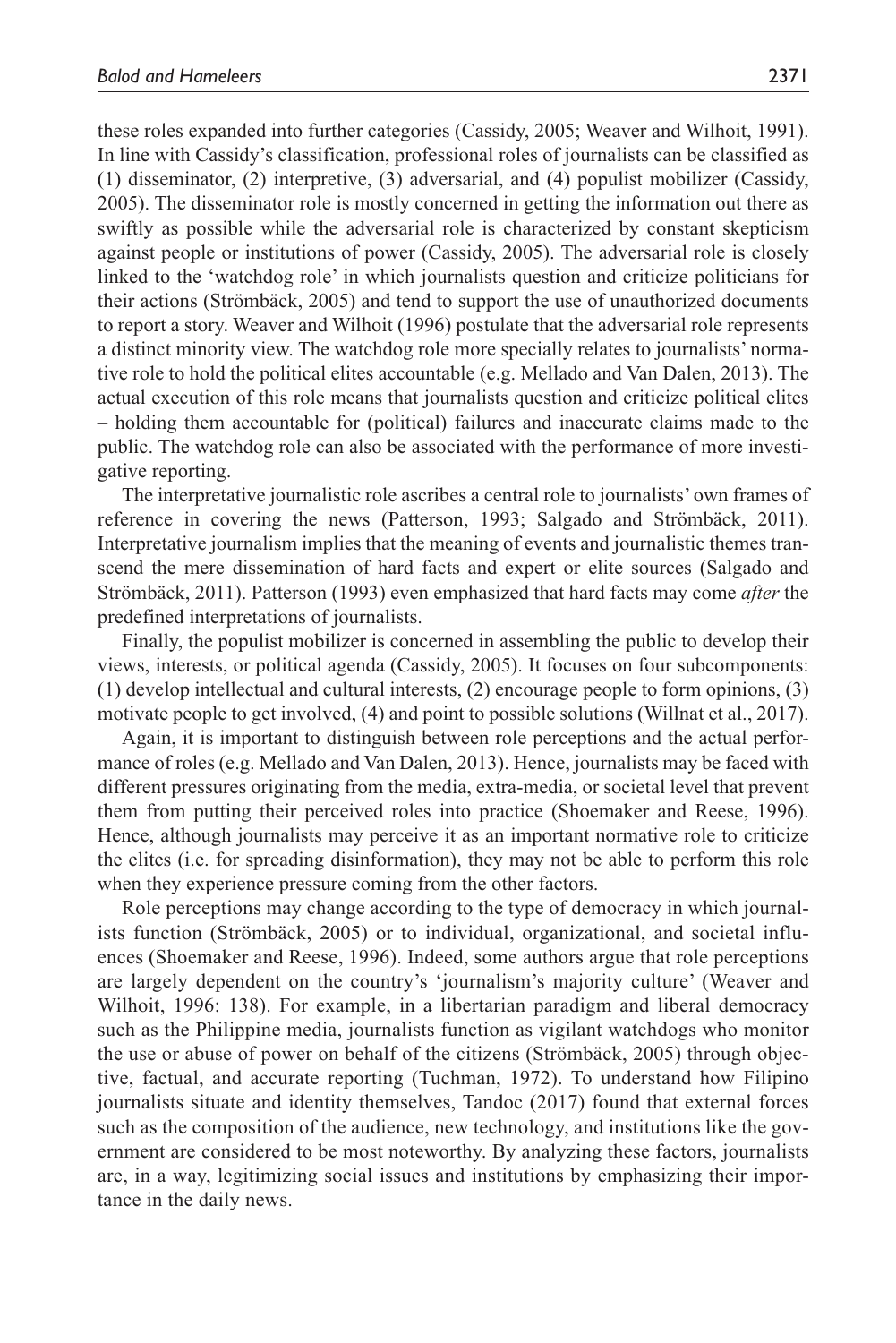these roles expanded into further categories (Cassidy, 2005; Weaver and Wilhoit, 1991). In line with Cassidy's classification, professional roles of journalists can be classified as (1) disseminator, (2) interpretive, (3) adversarial, and (4) populist mobilizer (Cassidy, 2005). The disseminator role is mostly concerned in getting the information out there as swiftly as possible while the adversarial role is characterized by constant skepticism against people or institutions of power (Cassidy, 2005). The adversarial role is closely linked to the 'watchdog role' in which journalists question and criticize politicians for their actions (Strömbäck, 2005) and tend to support the use of unauthorized documents to report a story. Weaver and Wilhoit (1996) postulate that the adversarial role represents a distinct minority view. The watchdog role more specially relates to journalists' normative role to hold the political elites accountable (e.g. Mellado and Van Dalen, 2013). The actual execution of this role means that journalists question and criticize political elites – holding them accountable for (political) failures and inaccurate claims made to the public. The watchdog role can also be associated with the performance of more investigative reporting.

The interpretative journalistic role ascribes a central role to journalists' own frames of reference in covering the news (Patterson, 1993; Salgado and Strömbäck, 2011). Interpretative journalism implies that the meaning of events and journalistic themes transcend the mere dissemination of hard facts and expert or elite sources (Salgado and Strömbäck, 2011). Patterson (1993) even emphasized that hard facts may come *after* the predefined interpretations of journalists.

Finally, the populist mobilizer is concerned in assembling the public to develop their views, interests, or political agenda (Cassidy, 2005). It focuses on four subcomponents: (1) develop intellectual and cultural interests, (2) encourage people to form opinions, (3) motivate people to get involved, (4) and point to possible solutions (Willnat et al., 2017).

Again, it is important to distinguish between role perceptions and the actual performance of roles (e.g. Mellado and Van Dalen, 2013). Hence, journalists may be faced with different pressures originating from the media, extra-media, or societal level that prevent them from putting their perceived roles into practice (Shoemaker and Reese, 1996). Hence, although journalists may perceive it as an important normative role to criticize the elites (i.e. for spreading disinformation), they may not be able to perform this role when they experience pressure coming from the other factors.

Role perceptions may change according to the type of democracy in which journalists function (Strömbäck, 2005) or to individual, organizational, and societal influences (Shoemaker and Reese, 1996). Indeed, some authors argue that role perceptions are largely dependent on the country's 'journalism's majority culture' (Weaver and Wilhoit, 1996: 138). For example, in a libertarian paradigm and liberal democracy such as the Philippine media, journalists function as vigilant watchdogs who monitor the use or abuse of power on behalf of the citizens (Strömbäck, 2005) through objective, factual, and accurate reporting (Tuchman, 1972). To understand how Filipino journalists situate and identity themselves, Tandoc (2017) found that external forces such as the composition of the audience, new technology, and institutions like the government are considered to be most noteworthy. By analyzing these factors, journalists are, in a way, legitimizing social issues and institutions by emphasizing their importance in the daily news.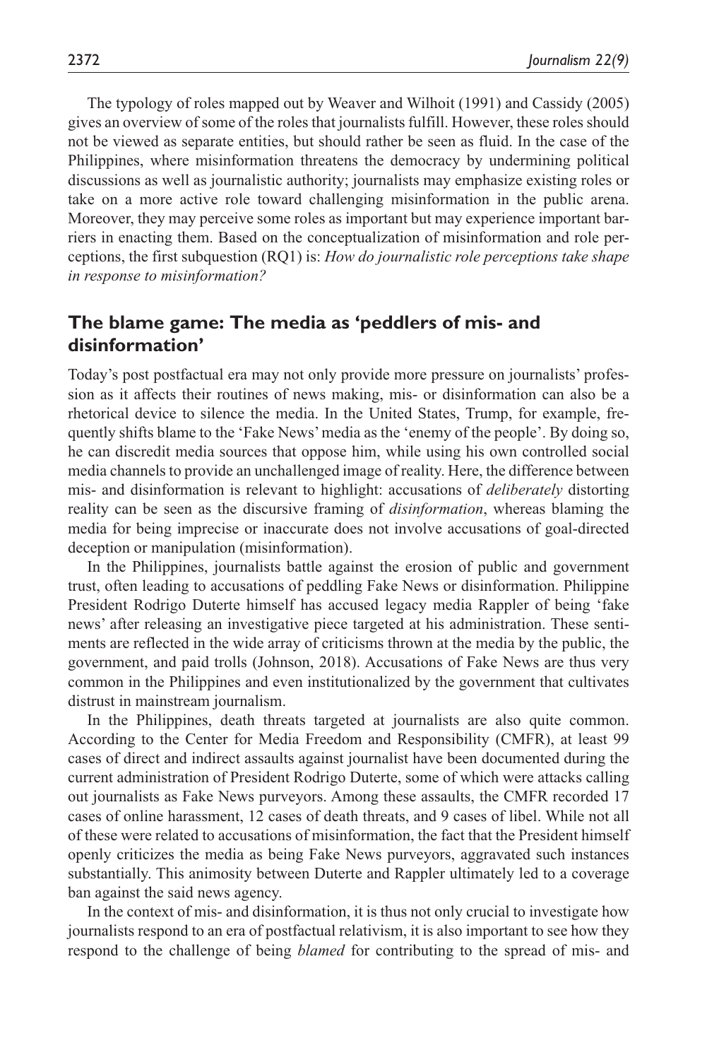The typology of roles mapped out by Weaver and Wilhoit (1991) and Cassidy (2005) gives an overview of some of the roles that journalists fulfill. However, these roles should not be viewed as separate entities, but should rather be seen as fluid. In the case of the Philippines, where misinformation threatens the democracy by undermining political discussions as well as journalistic authority; journalists may emphasize existing roles or take on a more active role toward challenging misinformation in the public arena. Moreover, they may perceive some roles as important but may experience important barriers in enacting them. Based on the conceptualization of misinformation and role perceptions, the first subquestion (RQ1) is: *How do journalistic role perceptions take shape in response to misinformation?*

## The blame game: The media as 'peddlers of mis- and disinformation'

Today's post postfactual era may not only provide more pressure on journalists' profession as it affects their routines of news making, mis- or disinformation can also be a rhetorical device to silence the media. In the United States, Trump, for example, frequently shifts blame to the 'Fake News' media as the 'enemy of the people'. By doing so, he can discredit media sources that oppose him, while using his own controlled social media channels to provide an unchallenged image of reality. Here, the difference between mis- and disinformation is relevant to highlight: accusations of *deliberately* distorting reality can be seen as the discursive framing of *disinformation*, whereas blaming the media for being imprecise or inaccurate does not involve accusations of goal-directed deception or manipulation (misinformation).

In the Philippines, journalists battle against the erosion of public and government trust, often leading to accusations of peddling Fake News or disinformation. Philippine President Rodrigo Duterte himself has accused legacy media Rappler of being 'fake news' after releasing an investigative piece targeted at his administration. These sentiments are reflected in the wide array of criticisms thrown at the media by the public, the government, and paid trolls (Johnson, 2018). Accusations of Fake News are thus very common in the Philippines and even institutionalized by the government that cultivates distrust in mainstream journalism.

In the Philippines, death threats targeted at journalists are also quite common. According to the Center for Media Freedom and Responsibility (CMFR), at least 99 cases of direct and indirect assaults against journalist have been documented during the current administration of President Rodrigo Duterte, some of which were attacks calling out journalists as Fake News purveyors. Among these assaults, the CMFR recorded 17 cases of online harassment, 12 cases of death threats, and 9 cases of libel. While not all of these were related to accusations of misinformation, the fact that the President himself openly criticizes the media as being Fake News purveyors, aggravated such instances substantially. This animosity between Duterte and Rappler ultimately led to a coverage ban against the said news agency.

In the context of mis- and disinformation, it is thus not only crucial to investigate how journalists respond to an era of postfactual relativism, it is also important to see how they respond to the challenge of being *blamed* for contributing to the spread of mis- and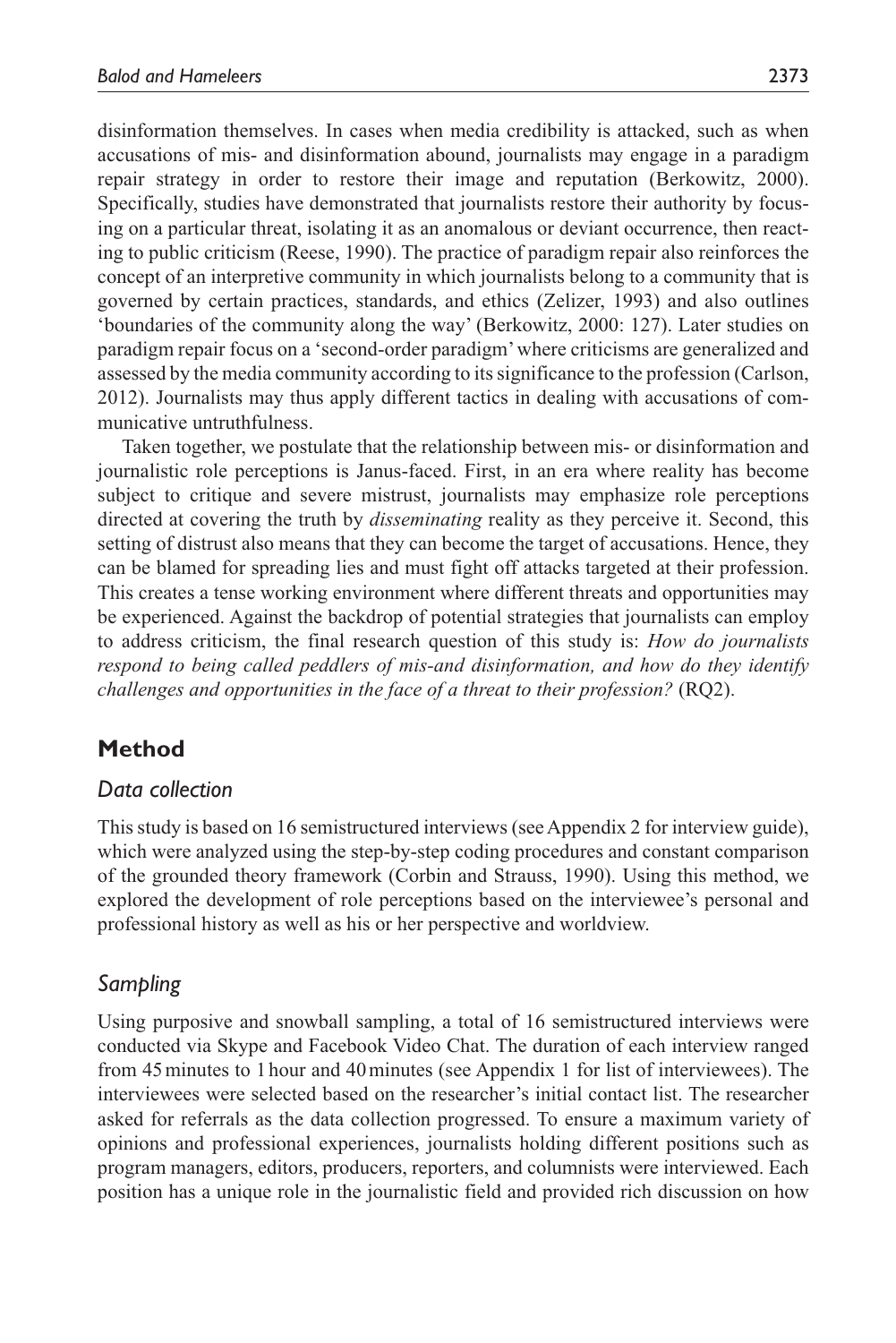disinformation themselves. In cases when media credibility is attacked, such as when accusations of mis- and disinformation abound, journalists may engage in a paradigm repair strategy in order to restore their image and reputation (Berkowitz, 2000). Specifically, studies have demonstrated that journalists restore their authority by focusing on a particular threat, isolating it as an anomalous or deviant occurrence, then reacting to public criticism (Reese, 1990). The practice of paradigm repair also reinforces the concept of an interpretive community in which journalists belong to a community that is governed by certain practices, standards, and ethics (Zelizer, 1993) and also outlines 'boundaries of the community along the way' (Berkowitz, 2000: 127). Later studies on paradigm repair focus on a 'second-order paradigm' where criticisms are generalized and assessed by the media community according to its significance to the profession (Carlson, 2012). Journalists may thus apply different tactics in dealing with accusations of communicative untruthfulness.

Taken together, we postulate that the relationship between mis- or disinformation and journalistic role perceptions is Janus-faced. First, in an era where reality has become subject to critique and severe mistrust, journalists may emphasize role perceptions directed at covering the truth by *disseminating* reality as they perceive it. Second, this setting of distrust also means that they can become the target of accusations. Hence, they can be blamed for spreading lies and must fight off attacks targeted at their profession. This creates a tense working environment where different threats and opportunities may be experienced. Against the backdrop of potential strategies that journalists can employ to address criticism, the final research question of this study is: *How do journalists respond to being called peddlers of mis-and disinformation, and how do they identify challenges and opportunities in the face of a threat to their profession?* (RQ2).

## Method

### *Data collection*

This study is based on 16 semistructured interviews (see Appendix 2 for interview guide), which were analyzed using the step-by-step coding procedures and constant comparison of the grounded theory framework (Corbin and Strauss, 1990). Using this method, we explored the development of role perceptions based on the interviewee's personal and professional history as well as his or her perspective and worldview.

### *Sampling*

Using purposive and snowball sampling, a total of 16 semistructured interviews were conducted via Skype and Facebook Video Chat. The duration of each interview ranged from 45 minutes to 1 hour and 40 minutes (see Appendix 1 for list of interviewees). The interviewees were selected based on the researcher's initial contact list. The researcher asked for referrals as the data collection progressed. To ensure a maximum variety of opinions and professional experiences, journalists holding different positions such as program managers, editors, producers, reporters, and columnists were interviewed. Each position has a unique role in the journalistic field and provided rich discussion on how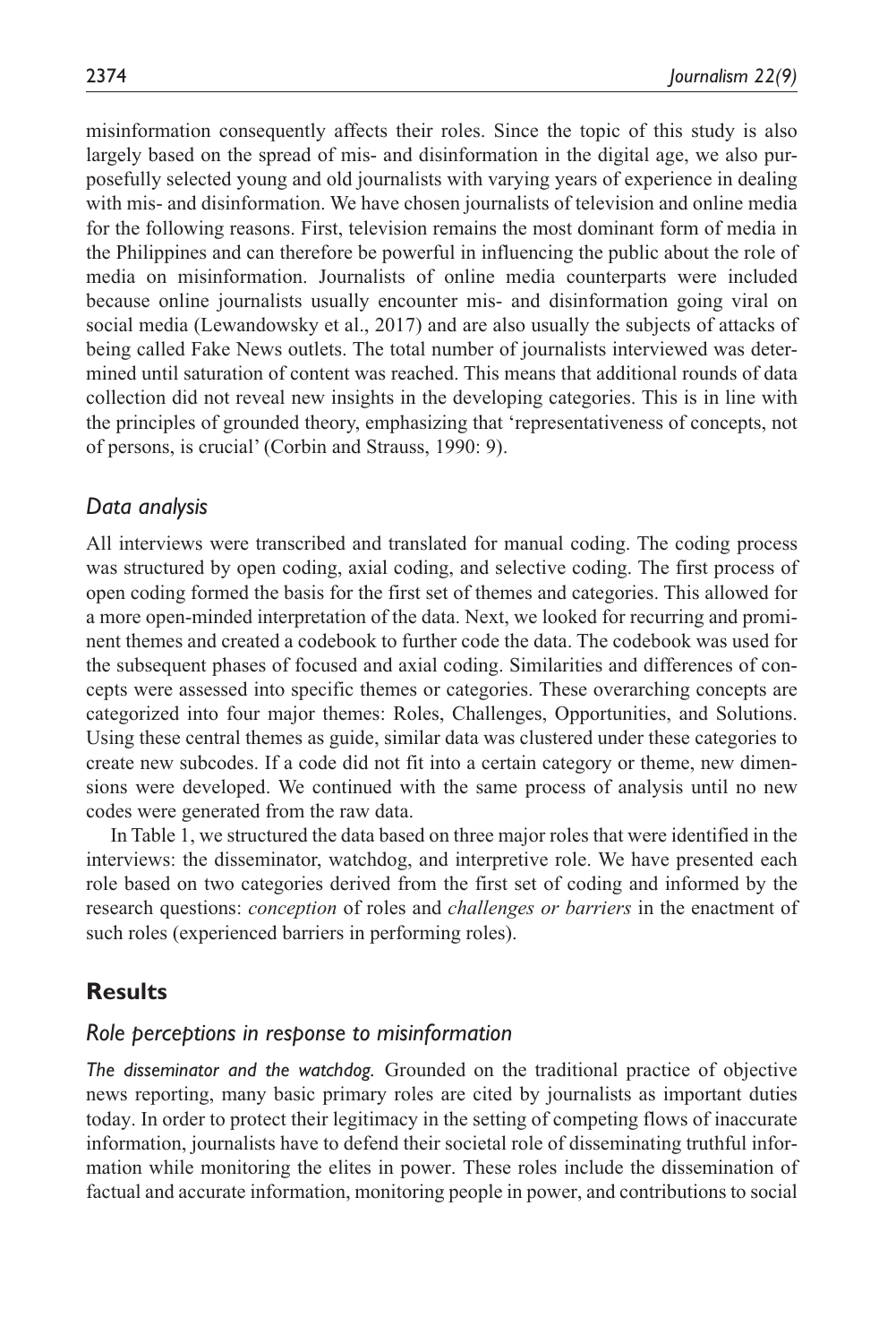misinformation consequently affects their roles. Since the topic of this study is also largely based on the spread of mis- and disinformation in the digital age, we also purposefully selected young and old journalists with varying years of experience in dealing with mis- and disinformation. We have chosen journalists of television and online media for the following reasons. First, television remains the most dominant form of media in the Philippines and can therefore be powerful in influencing the public about the role of media on misinformation. Journalists of online media counterparts were included because online journalists usually encounter mis- and disinformation going viral on social media (Lewandowsky et al., 2017) and are also usually the subjects of attacks of being called Fake News outlets. The total number of journalists interviewed was determined until saturation of content was reached. This means that additional rounds of data collection did not reveal new insights in the developing categories. This is in line with the principles of grounded theory, emphasizing that 'representativeness of concepts, not of persons, is crucial' (Corbin and Strauss, 1990: 9).

### *Data analysis*

All interviews were transcribed and translated for manual coding. The coding process was structured by open coding, axial coding, and selective coding. The first process of open coding formed the basis for the first set of themes and categories. This allowed for a more open-minded interpretation of the data. Next, we looked for recurring and prominent themes and created a codebook to further code the data. The codebook was used for the subsequent phases of focused and axial coding. Similarities and differences of concepts were assessed into specific themes or categories. These overarching concepts are categorized into four major themes: Roles, Challenges, Opportunities, and Solutions. Using these central themes as guide, similar data was clustered under these categories to create new subcodes. If a code did not fit into a certain category or theme, new dimensions were developed. We continued with the same process of analysis until no new codes were generated from the raw data.

In Table 1, we structured the data based on three major roles that were identified in the interviews: the disseminator, watchdog, and interpretive role. We have presented each role based on two categories derived from the first set of coding and informed by the research questions: *conception* of roles and *challenges or barriers* in the enactment of such roles (experienced barriers in performing roles).

## Results

### *Role perceptions in response to misinformation*

*The disseminator and the watchdog.* Grounded on the traditional practice of objective news reporting, many basic primary roles are cited by journalists as important duties today. In order to protect their legitimacy in the setting of competing flows of inaccurate information, journalists have to defend their societal role of disseminating truthful information while monitoring the elites in power. These roles include the dissemination of factual and accurate information, monitoring people in power, and contributions to social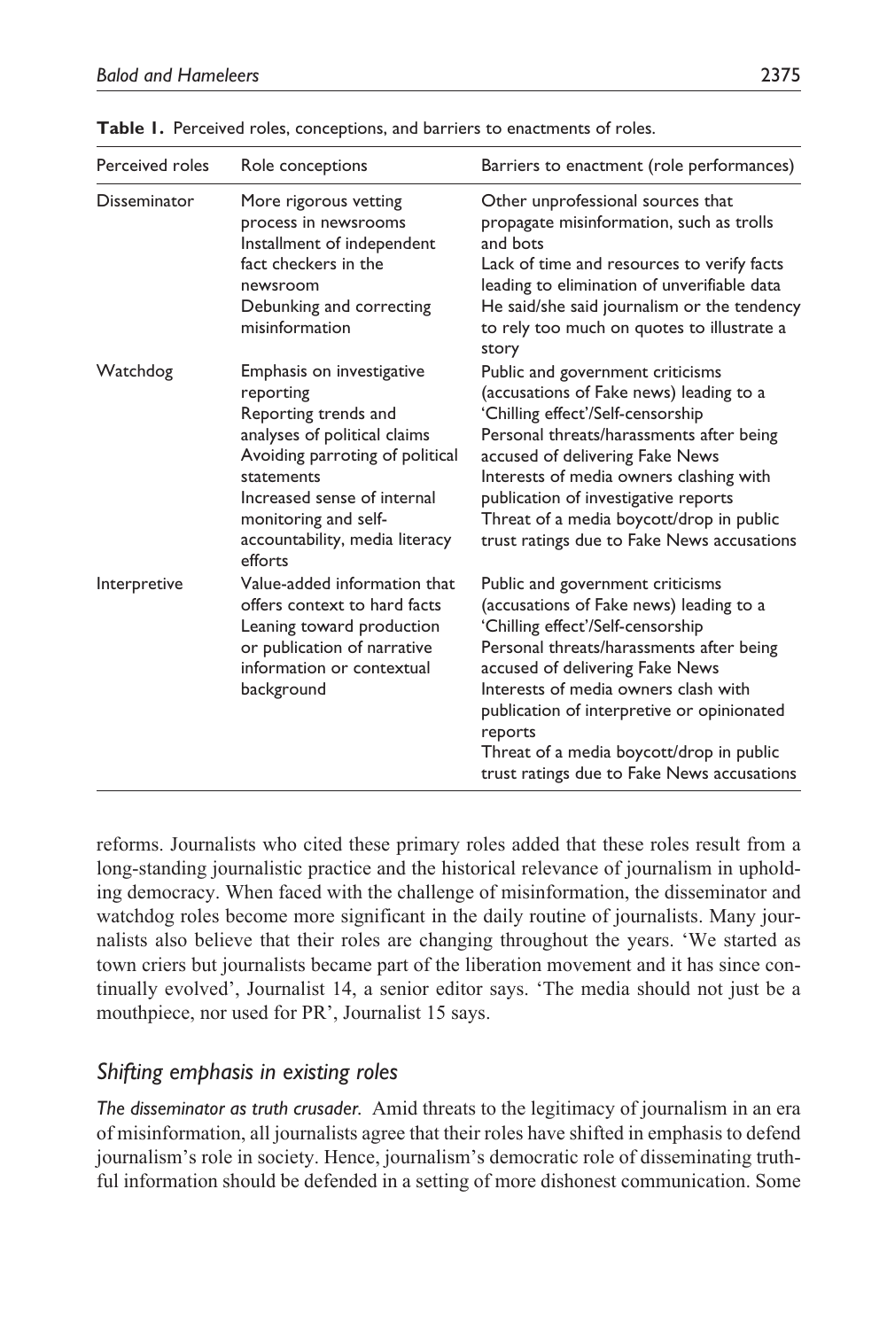**Table 1.** Perceived roles, conceptions, and barriers to enactments of roles.

| Perceived roles | Role conceptions | Barriers to enactment (role performances) |
|---|---|---|
| Disseminator | More rigorous vetting process in newsrooms<br>Installment of independent fact checkers in the newsroom<br>Debunking and correcting misinformation | Other unprofessional sources that propagate misinformation, such as trolls and bots<br>Lack of time and resources to verify facts leading to elimination of unverifiable data<br>He said/she said journalism or the tendency to rely too much on quotes to illustrate a story |
| Watchdog | Emphasis on investigative reporting<br>Reporting trends and analyses of political claims<br>Avoiding parroting of political statements<br>Increased sense of internal monitoring and self-accountability, media literacy efforts | Public and government criticisms (accusations of Fake news) leading to a 'Chilling effect'/Self-censorship<br>Personal threats/harassments after being accused of delivering Fake News<br>Interests of media owners clashing with publication of investigative reports<br>Threat of a media boycott/drop in public trust ratings due to Fake News accusations |
| Interpretive | Value-added information that offers context to hard facts<br>Leaning toward production or publication of narrative information or contextual background | Public and government criticisms (accusations of Fake news) leading to a 'Chilling effect'/Self-censorship<br>Personal threats/harassments after being accused of delivering Fake News<br>Interests of media owners clash with publication of interpretive or opinionated reports<br>Threat of a media boycott/drop in public trust ratings due to Fake News accusations |

reforms. Journalists who cited these primary roles added that these roles result from a long-standing journalistic practice and the historical relevance of journalism in upholding democracy. When faced with the challenge of misinformation, the disseminator and watchdog roles become more significant in the daily routine of journalists. Many journalists also believe that their roles are changing throughout the years. 'We started as town criers but journalists became part of the liberation movement and it has since continually evolved', Journalist 14, a senior editor says. 'The media should not just be a mouthpiece, nor used for PR', Journalist 15 says.

## *Shifting emphasis in existing roles*

*The disseminator as truth crusader.* Amid threats to the legitimacy of journalism in an era of misinformation, all journalists agree that their roles have shifted in emphasis to defend journalism's role in society. Hence, journalism's democratic role of disseminating truthful information should be defended in a setting of more dishonest communication. Some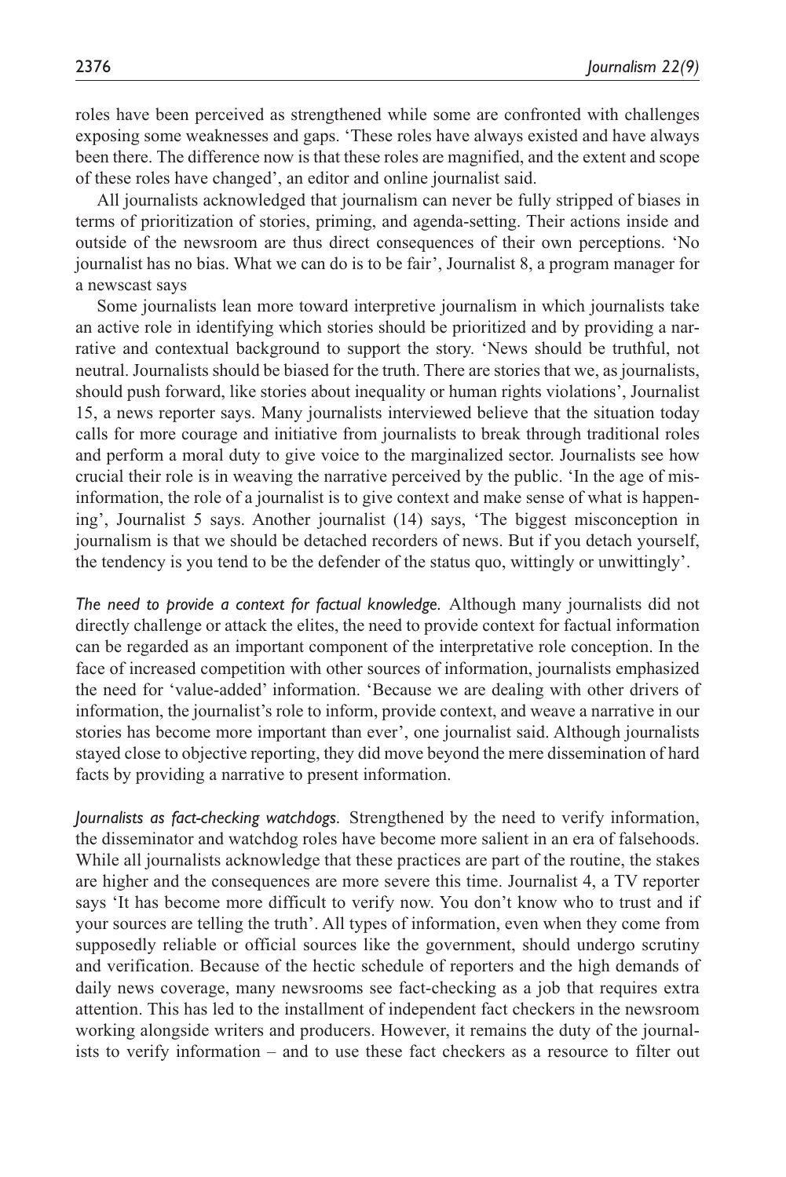roles have been perceived as strengthened while some are confronted with challenges exposing some weaknesses and gaps. 'These roles have always existed and have always been there. The difference now is that these roles are magnified, and the extent and scope of these roles have changed', an editor and online journalist said.

All journalists acknowledged that journalism can never be fully stripped of biases in terms of prioritization of stories, priming, and agenda-setting. Their actions inside and outside of the newsroom are thus direct consequences of their own perceptions. 'No journalist has no bias. What we can do is to be fair', Journalist 8, a program manager for a newscast says

Some journalists lean more toward interpretive journalism in which journalists take an active role in identifying which stories should be prioritized and by providing a narrative and contextual background to support the story. 'News should be truthful, not neutral. Journalists should be biased for the truth. There are stories that we, as journalists, should push forward, like stories about inequality or human rights violations', Journalist 15, a news reporter says. Many journalists interviewed believe that the situation today calls for more courage and initiative from journalists to break through traditional roles and perform a moral duty to give voice to the marginalized sector. Journalists see how crucial their role is in weaving the narrative perceived by the public. 'In the age of misinformation, the role of a journalist is to give context and make sense of what is happening', Journalist 5 says. Another journalist (14) says, 'The biggest misconception in journalism is that we should be detached recorders of news. But if you detach yourself, the tendency is you tend to be the defender of the status quo, wittingly or unwittingly'.

*The need to provide a context for factual knowledge.* Although many journalists did not directly challenge or attack the elites, the need to provide context for factual information can be regarded as an important component of the interpretative role conception. In the face of increased competition with other sources of information, journalists emphasized the need for 'value-added' information. 'Because we are dealing with other drivers of information, the journalist's role to inform, provide context, and weave a narrative in our stories has become more important than ever', one journalist said. Although journalists stayed close to objective reporting, they did move beyond the mere dissemination of hard facts by providing a narrative to present information.

*Journalists as fact-checking watchdogs.* Strengthened by the need to verify information, the disseminator and watchdog roles have become more salient in an era of falsehoods. While all journalists acknowledge that these practices are part of the routine, the stakes are higher and the consequences are more severe this time. Journalist 4, a TV reporter says 'It has become more difficult to verify now. You don't know who to trust and if your sources are telling the truth'. All types of information, even when they come from supposedly reliable or official sources like the government, should undergo scrutiny and verification. Because of the hectic schedule of reporters and the high demands of daily news coverage, many newsrooms see fact-checking as a job that requires extra attention. This has led to the installment of independent fact checkers in the newsroom working alongside writers and producers. However, it remains the duty of the journalists to verify information – and to use these fact checkers as a resource to filter out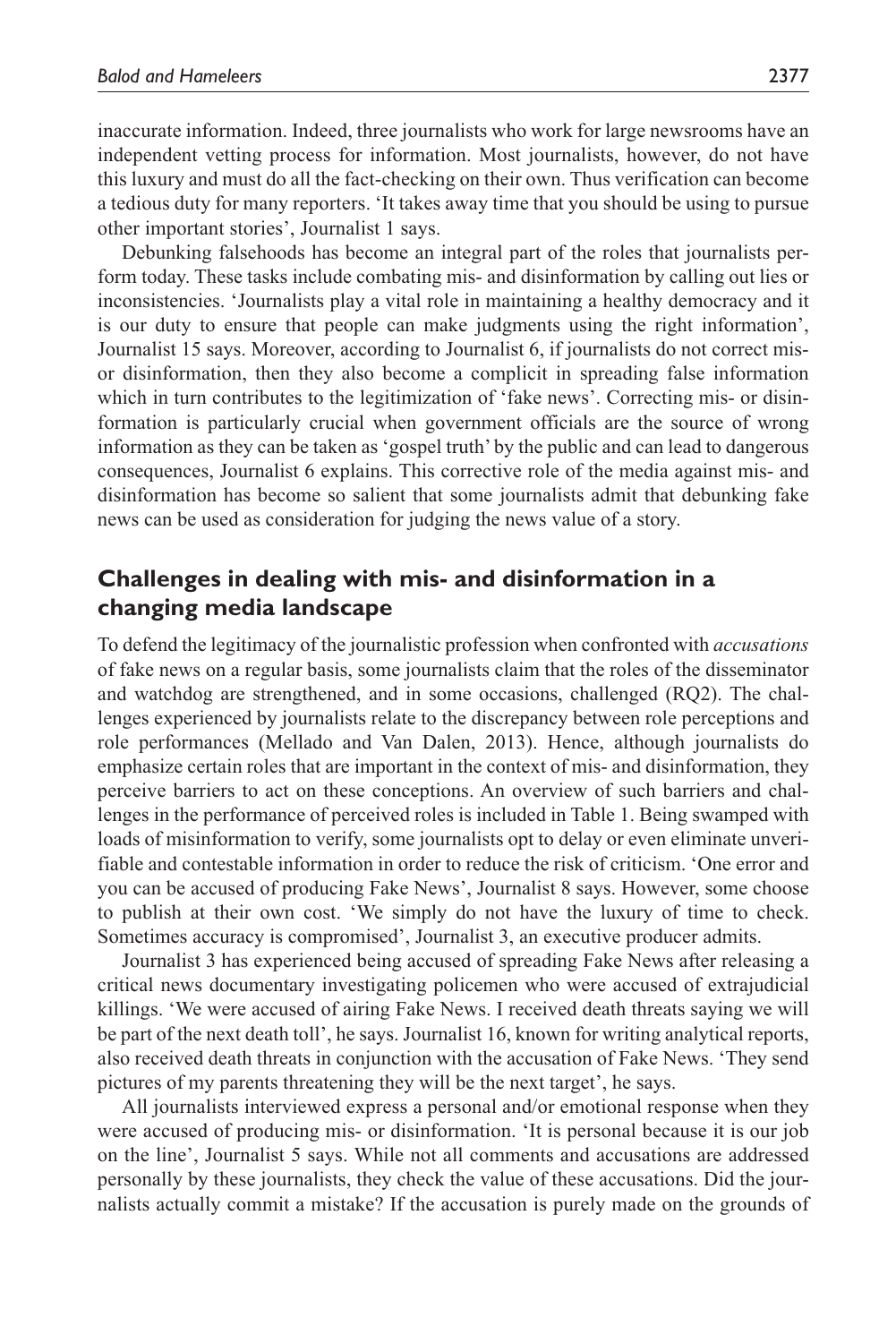inaccurate information. Indeed, three journalists who work for large newsrooms have an independent vetting process for information. Most journalists, however, do not have this luxury and must do all the fact-checking on their own. Thus verification can become a tedious duty for many reporters. 'It takes away time that you should be using to pursue other important stories', Journalist 1 says.

Debunking falsehoods has become an integral part of the roles that journalists perform today. These tasks include combating mis- and disinformation by calling out lies or inconsistencies. 'Journalists play a vital role in maintaining a healthy democracy and it is our duty to ensure that people can make judgments using the right information', Journalist 15 says. Moreover, according to Journalist 6, if journalists do not correct mis- or disinformation, then they also become a complicit in spreading false information which in turn contributes to the legitimization of 'fake news'. Correcting mis- or disinformation is particularly crucial when government officials are the source of wrong information as they can be taken as 'gospel truth' by the public and can lead to dangerous consequences, Journalist 6 explains. This corrective role of the media against mis- and disinformation has become so salient that some journalists admit that debunking fake news can be used as consideration for judging the news value of a story.

## Challenges in dealing with mis- and disinformation in a changing media landscape

To defend the legitimacy of the journalistic profession when confronted with *accusations* of fake news on a regular basis, some journalists claim that the roles of the disseminator and watchdog are strengthened, and in some occasions, challenged (RQ2). The challenges experienced by journalists relate to the discrepancy between role perceptions and role performances (Mellado and Van Dalen, 2013). Hence, although journalists do emphasize certain roles that are important in the context of mis- and disinformation, they perceive barriers to act on these conceptions. An overview of such barriers and challenges in the performance of perceived roles is included in Table 1. Being swamped with loads of misinformation to verify, some journalists opt to delay or even eliminate unverifiable and contestable information in order to reduce the risk of criticism. 'One error and you can be accused of producing Fake News', Journalist 8 says. However, some choose to publish at their own cost. 'We simply do not have the luxury of time to check. Sometimes accuracy is compromised', Journalist 3, an executive producer admits.

Journalist 3 has experienced being accused of spreading Fake News after releasing a critical news documentary investigating policemen who were accused of extrajudicial killings. 'We were accused of airing Fake News. I received death threats saying we will be part of the next death toll', he says. Journalist 16, known for writing analytical reports, also received death threats in conjunction with the accusation of Fake News. 'They send pictures of my parents threatening they will be the next target', he says.

All journalists interviewed express a personal and/or emotional response when they were accused of producing mis- or disinformation. 'It is personal because it is our job on the line', Journalist 5 says. While not all comments and accusations are addressed personally by these journalists, they check the value of these accusations. Did the journalists actually commit a mistake? If the accusation is purely made on the grounds of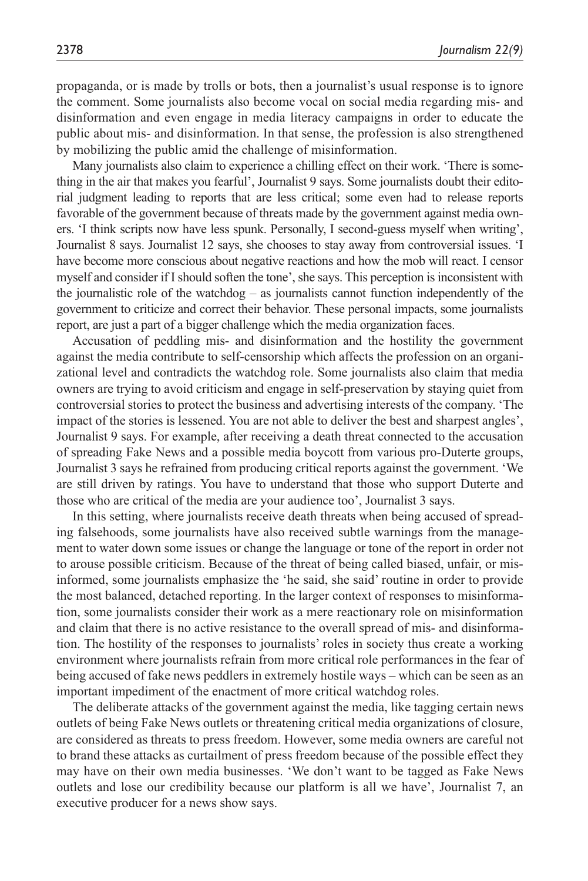propaganda, or is made by trolls or bots, then a journalist's usual response is to ignore the comment. Some journalists also become vocal on social media regarding mis- and disinformation and even engage in media literacy campaigns in order to educate the public about mis- and disinformation. In that sense, the profession is also strengthened by mobilizing the public amid the challenge of misinformation.

Many journalists also claim to experience a chilling effect on their work. 'There is something in the air that makes you fearful', Journalist 9 says. Some journalists doubt their editorial judgment leading to reports that are less critical; some even had to release reports favorable of the government because of threats made by the government against media owners. 'I think scripts now have less spunk. Personally, I second-guess myself when writing', Journalist 8 says. Journalist 12 says, she chooses to stay away from controversial issues. 'I have become more conscious about negative reactions and how the mob will react. I censor myself and consider if I should soften the tone', she says. This perception is inconsistent with the journalistic role of the watchdog – as journalists cannot function independently of the government to criticize and correct their behavior. These personal impacts, some journalists report, are just a part of a bigger challenge which the media organization faces.

Accusation of peddling mis- and disinformation and the hostility the government against the media contribute to self-censorship which affects the profession on an organizational level and contradicts the watchdog role. Some journalists also claim that media owners are trying to avoid criticism and engage in self-preservation by staying quiet from controversial stories to protect the business and advertising interests of the company. 'The impact of the stories is lessened. You are not able to deliver the best and sharpest angles', Journalist 9 says. For example, after receiving a death threat connected to the accusation of spreading Fake News and a possible media boycott from various pro-Duterte groups, Journalist 3 says he refrained from producing critical reports against the government. 'We are still driven by ratings. You have to understand that those who support Duterte and those who are critical of the media are your audience too', Journalist 3 says.

In this setting, where journalists receive death threats when being accused of spreading falsehoods, some journalists have also received subtle warnings from the management to water down some issues or change the language or tone of the report in order not to arouse possible criticism. Because of the threat of being called biased, unfair, or misinformed, some journalists emphasize the 'he said, she said' routine in order to provide the most balanced, detached reporting. In the larger context of responses to misinformation, some journalists consider their work as a mere reactionary role on misinformation and claim that there is no active resistance to the overall spread of mis- and disinformation. The hostility of the responses to journalists' roles in society thus create a working environment where journalists refrain from more critical role performances in the fear of being accused of fake news peddlers in extremely hostile ways – which can be seen as an important impediment of the enactment of more critical watchdog roles.

The deliberate attacks of the government against the media, like tagging certain news outlets of being Fake News outlets or threatening critical media organizations of closure, are considered as threats to press freedom. However, some media owners are careful not to brand these attacks as curtailment of press freedom because of the possible effect they may have on their own media businesses. 'We don't want to be tagged as Fake News outlets and lose our credibility because our platform is all we have', Journalist 7, an executive producer for a news show says.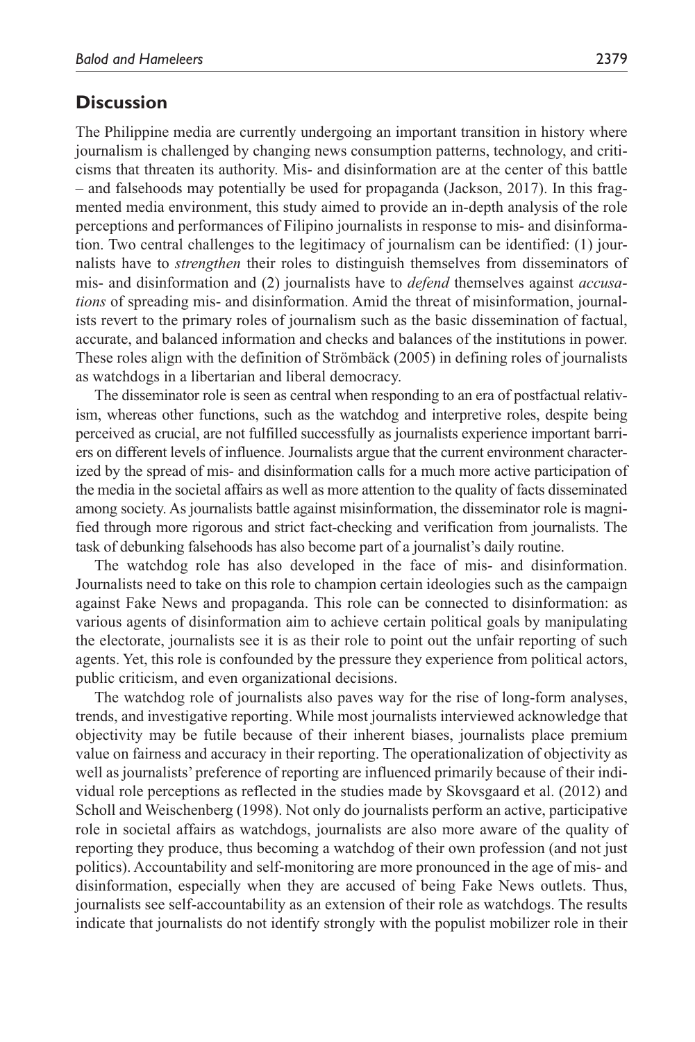## Discussion

The Philippine media are currently undergoing an important transition in history where journalism is challenged by changing news consumption patterns, technology, and criticisms that threaten its authority. Mis- and disinformation are at the center of this battle – and falsehoods may potentially be used for propaganda (Jackson, 2017). In this fragmented media environment, this study aimed to provide an in-depth analysis of the role perceptions and performances of Filipino journalists in response to mis- and disinformation. Two central challenges to the legitimacy of journalism can be identified: (1) journalists have to *strengthen* their roles to distinguish themselves from disseminators of mis- and disinformation and (2) journalists have to *defend* themselves against *accusations* of spreading mis- and disinformation. Amid the threat of misinformation, journalists revert to the primary roles of journalism such as the basic dissemination of factual, accurate, and balanced information and checks and balances of the institutions in power. These roles align with the definition of Strömbäck (2005) in defining roles of journalists as watchdogs in a libertarian and liberal democracy.

The disseminator role is seen as central when responding to an era of postfactual relativism, whereas other functions, such as the watchdog and interpretive roles, despite being perceived as crucial, are not fulfilled successfully as journalists experience important barriers on different levels of influence. Journalists argue that the current environment characterized by the spread of mis- and disinformation calls for a much more active participation of the media in the societal affairs as well as more attention to the quality of facts disseminated among society. As journalists battle against misinformation, the disseminator role is magnified through more rigorous and strict fact-checking and verification from journalists. The task of debunking falsehoods has also become part of a journalist's daily routine.

The watchdog role has also developed in the face of mis- and disinformation. Journalists need to take on this role to champion certain ideologies such as the campaign against Fake News and propaganda. This role can be connected to disinformation: as various agents of disinformation aim to achieve certain political goals by manipulating the electorate, journalists see it is as their role to point out the unfair reporting of such agents. Yet, this role is confounded by the pressure they experience from political actors, public criticism, and even organizational decisions.

The watchdog role of journalists also paves way for the rise of long-form analyses, trends, and investigative reporting. While most journalists interviewed acknowledge that objectivity may be futile because of their inherent biases, journalists place premium value on fairness and accuracy in their reporting. The operationalization of objectivity as well as journalists' preference of reporting are influenced primarily because of their individual role perceptions as reflected in the studies made by Skovsgaard et al. (2012) and Scholl and Weischenberg (1998). Not only do journalists perform an active, participative role in societal affairs as watchdogs, journalists are also more aware of the quality of reporting they produce, thus becoming a watchdog of their own profession (and not just politics). Accountability and self-monitoring are more pronounced in the age of mis- and disinformation, especially when they are accused of being Fake News outlets. Thus, journalists see self-accountability as an extension of their role as watchdogs. The results indicate that journalists do not identify strongly with the populist mobilizer role in their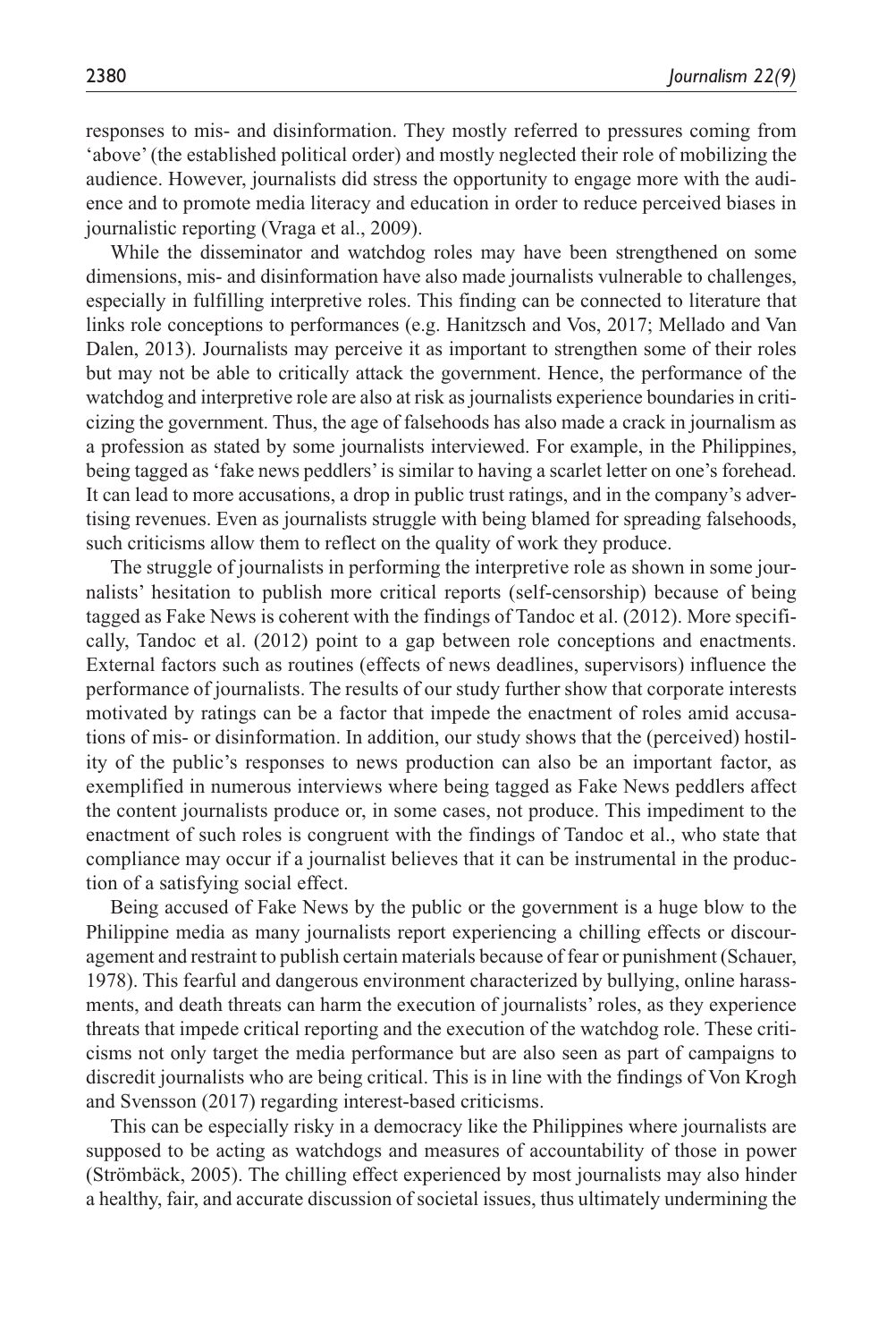responses to mis- and disinformation. They mostly referred to pressures coming from 'above' (the established political order) and mostly neglected their role of mobilizing the audience. However, journalists did stress the opportunity to engage more with the audience and to promote media literacy and education in order to reduce perceived biases in journalistic reporting (Vraga et al., 2009).

While the disseminator and watchdog roles may have been strengthened on some dimensions, mis- and disinformation have also made journalists vulnerable to challenges, especially in fulfilling interpretive roles. This finding can be connected to literature that links role conceptions to performances (e.g. Hanitzsch and Vos, 2017; Mellado and Van Dalen, 2013). Journalists may perceive it as important to strengthen some of their roles but may not be able to critically attack the government. Hence, the performance of the watchdog and interpretive role are also at risk as journalists experience boundaries in criticizing the government. Thus, the age of falsehoods has also made a crack in journalism as a profession as stated by some journalists interviewed. For example, in the Philippines, being tagged as 'fake news peddlers' is similar to having a scarlet letter on one's forehead. It can lead to more accusations, a drop in public trust ratings, and in the company's advertising revenues. Even as journalists struggle with being blamed for spreading falsehoods, such criticisms allow them to reflect on the quality of work they produce.

The struggle of journalists in performing the interpretive role as shown in some journalists' hesitation to publish more critical reports (self-censorship) because of being tagged as Fake News is coherent with the findings of Tandoc et al. (2012). More specifically, Tandoc et al. (2012) point to a gap between role conceptions and enactments. External factors such as routines (effects of news deadlines, supervisors) influence the performance of journalists. The results of our study further show that corporate interests motivated by ratings can be a factor that impede the enactment of roles amid accusations of mis- or disinformation. In addition, our study shows that the (perceived) hostility of the public's responses to news production can also be an important factor, as exemplified in numerous interviews where being tagged as Fake News peddlers affect the content journalists produce or, in some cases, not produce. This impediment to the enactment of such roles is congruent with the findings of Tandoc et al., who state that compliance may occur if a journalist believes that it can be instrumental in the production of a satisfying social effect.

Being accused of Fake News by the public or the government is a huge blow to the Philippine media as many journalists report experiencing a chilling effects or discouragement and restraint to publish certain materials because of fear or punishment (Schauer, 1978). This fearful and dangerous environment characterized by bullying, online harassments, and death threats can harm the execution of journalists' roles, as they experience threats that impede critical reporting and the execution of the watchdog role. These criticisms not only target the media performance but are also seen as part of campaigns to discredit journalists who are being critical. This is in line with the findings of Von Krogh and Svensson (2017) regarding interest-based criticisms.

This can be especially risky in a democracy like the Philippines where journalists are supposed to be acting as watchdogs and measures of accountability of those in power (Strömbäck, 2005). The chilling effect experienced by most journalists may also hinder a healthy, fair, and accurate discussion of societal issues, thus ultimately undermining the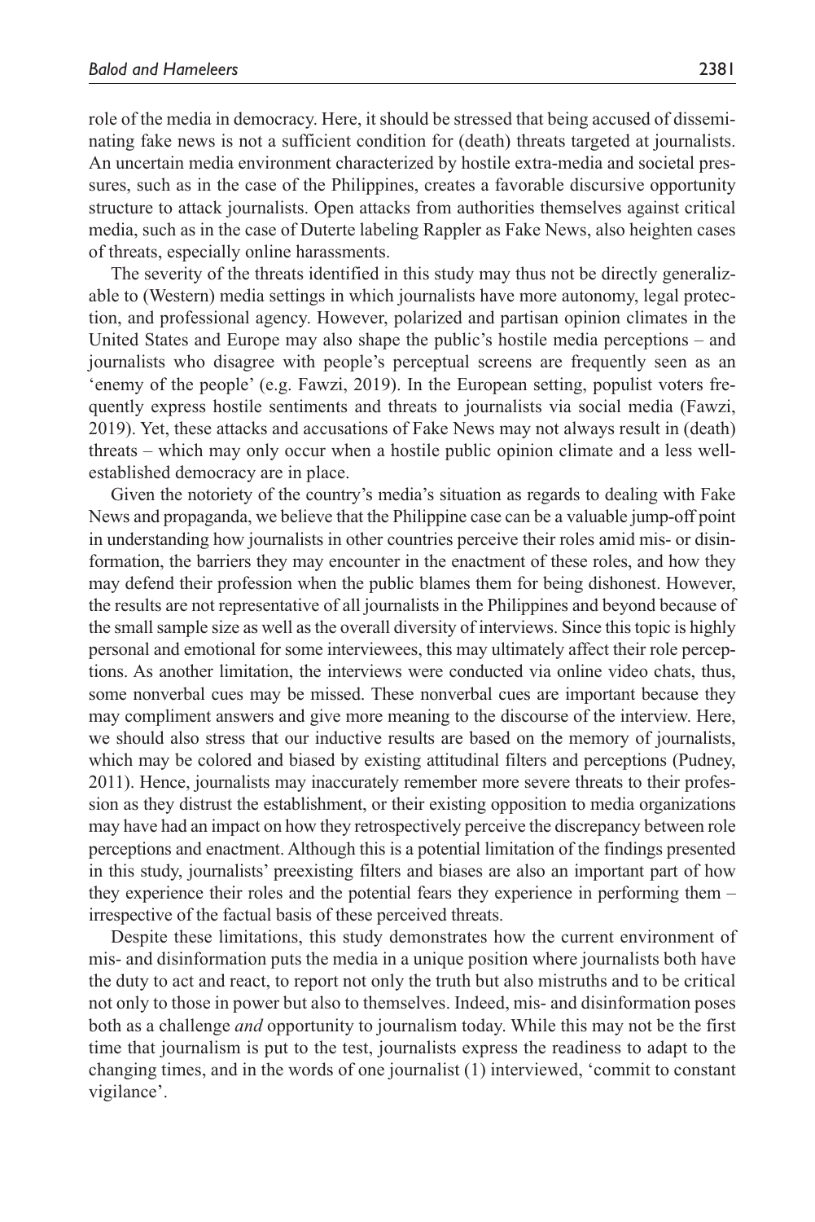role of the media in democracy. Here, it should be stressed that being accused of disseminating fake news is not a sufficient condition for (death) threats targeted at journalists. An uncertain media environment characterized by hostile extra-media and societal pressures, such as in the case of the Philippines, creates a favorable discursive opportunity structure to attack journalists. Open attacks from authorities themselves against critical media, such as in the case of Duterte labeling Rappler as Fake News, also heighten cases of threats, especially online harassments.

The severity of the threats identified in this study may thus not be directly generalizable to (Western) media settings in which journalists have more autonomy, legal protection, and professional agency. However, polarized and partisan opinion climates in the United States and Europe may also shape the public's hostile media perceptions – and journalists who disagree with people's perceptual screens are frequently seen as an 'enemy of the people' (e.g. Fawzi, 2019). In the European setting, populist voters frequently express hostile sentiments and threats to journalists via social media (Fawzi, 2019). Yet, these attacks and accusations of Fake News may not always result in (death) threats – which may only occur when a hostile public opinion climate and a less well-established democracy are in place.

Given the notoriety of the country's media's situation as regards to dealing with Fake News and propaganda, we believe that the Philippine case can be a valuable jump-off point in understanding how journalists in other countries perceive their roles amid mis- or disinformation, the barriers they may encounter in the enactment of these roles, and how they may defend their profession when the public blames them for being dishonest. However, the results are not representative of all journalists in the Philippines and beyond because of the small sample size as well as the overall diversity of interviews. Since this topic is highly personal and emotional for some interviewees, this may ultimately affect their role perceptions. As another limitation, the interviews were conducted via online video chats, thus, some nonverbal cues may be missed. These nonverbal cues are important because they may compliment answers and give more meaning to the discourse of the interview. Here, we should also stress that our inductive results are based on the memory of journalists, which may be colored and biased by existing attitudinal filters and perceptions (Pudney, 2011). Hence, journalists may inaccurately remember more severe threats to their profession as they distrust the establishment, or their existing opposition to media organizations may have had an impact on how they retrospectively perceive the discrepancy between role perceptions and enactment. Although this is a potential limitation of the findings presented in this study, journalists' preexisting filters and biases are also an important part of how they experience their roles and the potential fears they experience in performing them – irrespective of the factual basis of these perceived threats.

Despite these limitations, this study demonstrates how the current environment of mis- and disinformation puts the media in a unique position where journalists both have the duty to act and react, to report not only the truth but also mistruths and to be critical not only to those in power but also to themselves. Indeed, mis- and disinformation poses both as a challenge *and* opportunity to journalism today. While this may not be the first time that journalism is put to the test, journalists express the readiness to adapt to the changing times, and in the words of one journalist (1) interviewed, 'commit to constant vigilance'.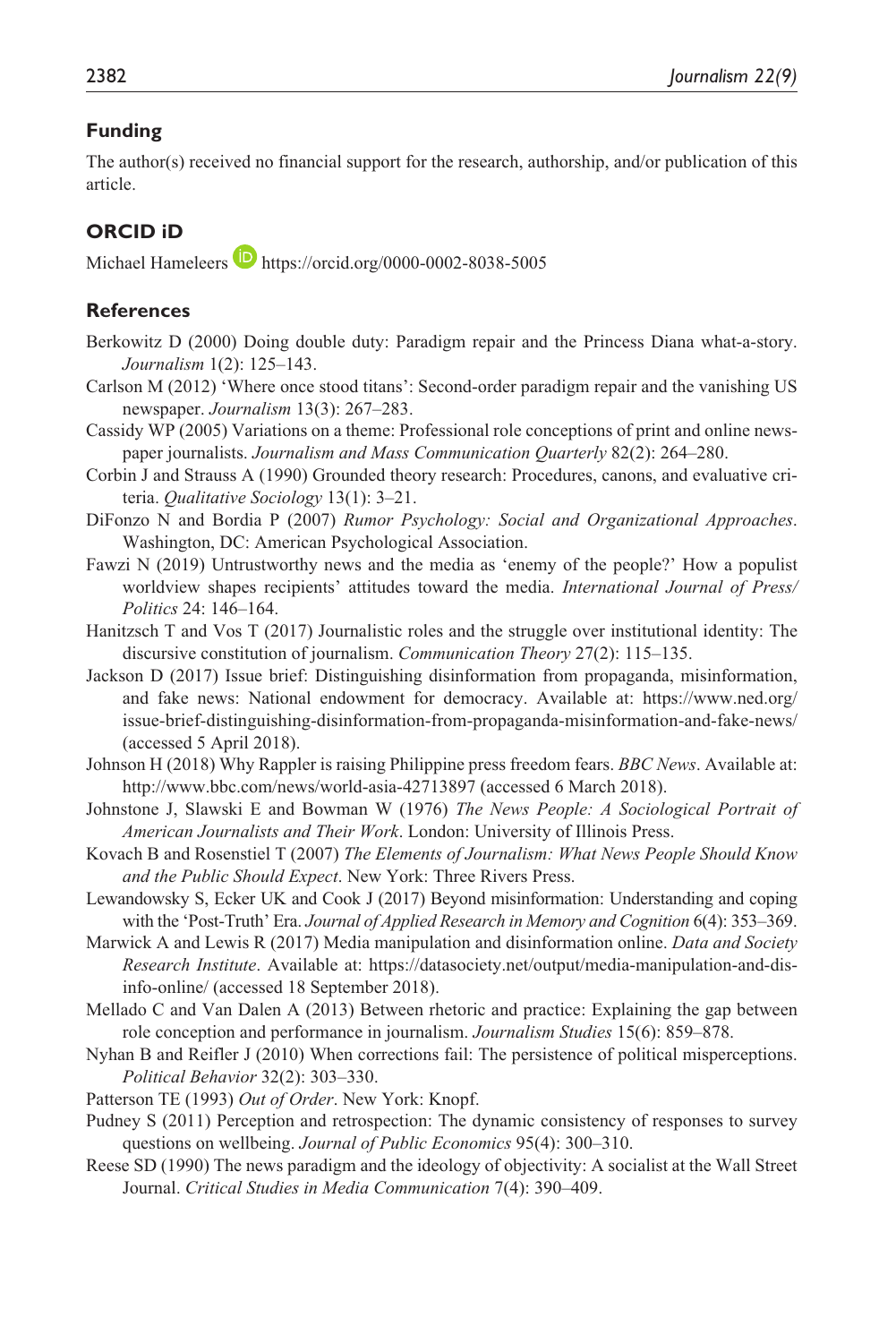## Funding

The author(s) received no financial support for the research, authorship, and/or publication of this article.

## ORCID iD

Michael Hameleers https://orcid.org/0000-0002-8038-5005

## References

Berkowitz D (2000) Doing double duty: Paradigm repair and the Princess Diana what-a-story. *Journalism* 1(2): 125–143.

Carlson M (2012) 'Where once stood titans': Second-order paradigm repair and the vanishing US newspaper. *Journalism* 13(3): 267–283.

Cassidy WP (2005) Variations on a theme: Professional role conceptions of print and online newspaper journalists. *Journalism and Mass Communication Quarterly* 82(2): 264–280.

Corbin J and Strauss A (1990) Grounded theory research: Procedures, canons, and evaluative criteria. *Qualitative Sociology* 13(1): 3–21.

DiFonzo N and Bordia P (2007) *Rumor Psychology: Social and Organizational Approaches*. Washington, DC: American Psychological Association.

Fawzi N (2019) Untrustworthy news and the media as 'enemy of the people?' How a populist worldview shapes recipients' attitudes toward the media. *International Journal of Press/Politics* 24: 146–164.

Hanitzsch T and Vos T (2017) Journalistic roles and the struggle over institutional identity: The discursive constitution of journalism. *Communication Theory* 27(2): 115–135.

Jackson D (2017) Issue brief: Distinguishing disinformation from propaganda, misinformation, and fake news: National endowment for democracy. Available at: https://www.ned.org/issue-brief-distinguishing-disinformation-from-propaganda-misinformation-and-fake-news/ (accessed 5 April 2018).

Johnson H (2018) Why Rappler is raising Philippine press freedom fears. *BBC News*. Available at: http://www.bbc.com/news/world-asia-42713897 (accessed 6 March 2018).

Johnstone J, Slawski E and Bowman W (1976) *The News People: A Sociological Portrait of American Journalists and Their Work*. London: University of Illinois Press.

Kovach B and Rosenstiel T (2007) *The Elements of Journalism: What News People Should Know and the Public Should Expect*. New York: Three Rivers Press.

Lewandowsky S, Ecker UK and Cook J (2017) Beyond misinformation: Understanding and coping with the 'Post-Truth' Era. *Journal of Applied Research in Memory and Cognition* 6(4): 353–369.

Marwick A and Lewis R (2017) Media manipulation and disinformation online. *Data and Society Research Institute*. Available at: https://datasociety.net/output/media-manipulation-and-disinfo-online/ (accessed 18 September 2018).

Mellado C and Van Dalen A (2013) Between rhetoric and practice: Explaining the gap between role conception and performance in journalism. *Journalism Studies* 15(6): 859–878.

Nyhan B and Reifler J (2010) When corrections fail: The persistence of political misperceptions. *Political Behavior* 32(2): 303–330.

Patterson TE (1993) *Out of Order*. New York: Knopf.

Pudney S (2011) Perception and retrospection: The dynamic consistency of responses to survey questions on wellbeing. *Journal of Public Economics* 95(4): 300–310.

Reese SD (1990) The news paradigm and the ideology of objectivity: A socialist at the Wall Street Journal. *Critical Studies in Media Communication* 7(4): 390–409.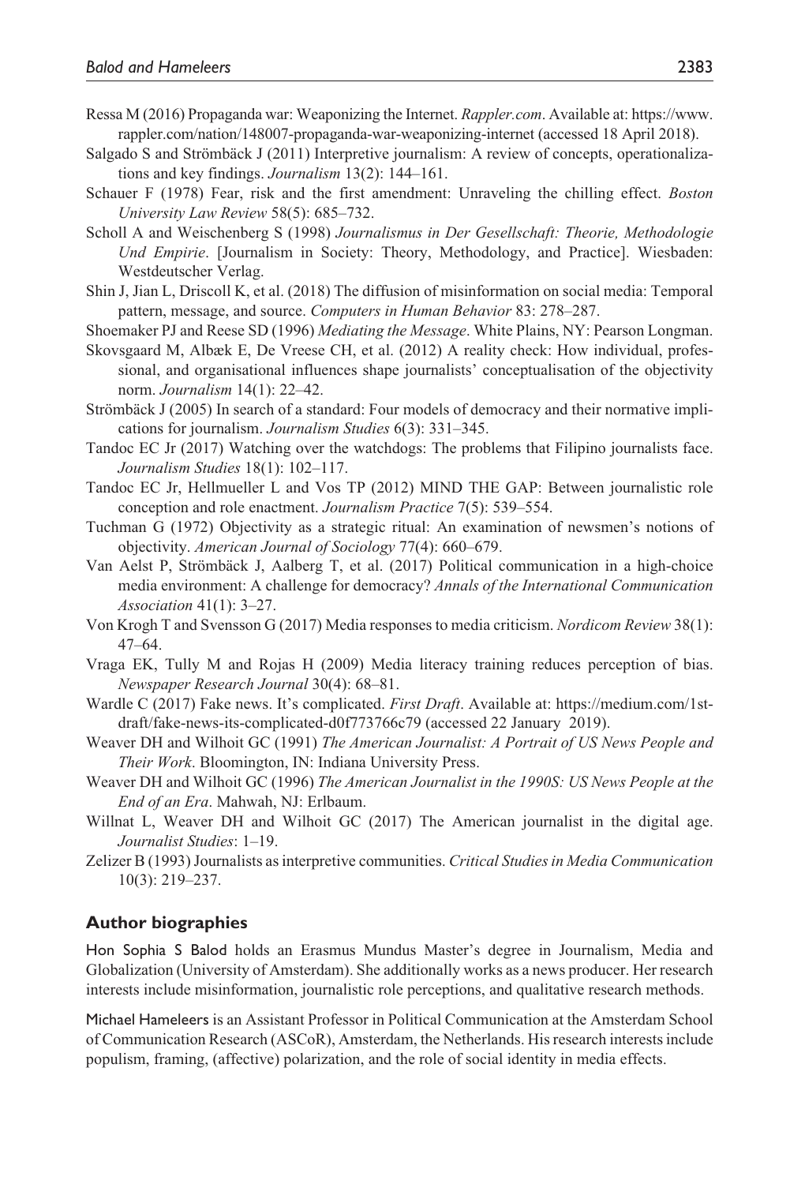Ressa M (2016) Propaganda war: Weaponizing the Internet. *Rappler.com*. Available at: https://www.rappler.com/nation/148007-propaganda-war-weaponizing-internet (accessed 18 April 2018).

Salgado S and Strömbäck J (2011) Interpretive journalism: A review of concepts, operationalizations and key findings. *Journalism* 13(2): 144–161.

Schauer F (1978) Fear, risk and the first amendment: Unraveling the chilling effect. *Boston University Law Review* 58(5): 685–732.

Scholl A and Weischenberg S (1998) *Journalismus in Der Gesellschaft: Theorie, Methodologie Und Empirie*. [Journalism in Society: Theory, Methodology, and Practice]. Wiesbaden: Westdeutscher Verlag.

Shin J, Jian L, Driscoll K, et al. (2018) The diffusion of misinformation on social media: Temporal pattern, message, and source. *Computers in Human Behavior* 83: 278–287.

Shoemaker PJ and Reese SD (1996) *Mediating the Message*. White Plains, NY: Pearson Longman.

Skovsgaard M, Albæk E, De Vreese CH, et al. (2012) A reality check: How individual, professional, and organisational influences shape journalists' conceptualisation of the objectivity norm. *Journalism* 14(1): 22–42.

Strömbäck J (2005) In search of a standard: Four models of democracy and their normative implications for journalism. *Journalism Studies* 6(3): 331–345.

Tandoc EC Jr (2017) Watching over the watchdogs: The problems that Filipino journalists face. *Journalism Studies* 18(1): 102–117.

Tandoc EC Jr, Hellmueller L and Vos TP (2012) MIND THE GAP: Between journalistic role conception and role enactment. *Journalism Practice* 7(5): 539–554.

Tuchman G (1972) Objectivity as a strategic ritual: An examination of newsmen's notions of objectivity. *American Journal of Sociology* 77(4): 660–679.

Van Aelst P, Strömbäck J, Aalberg T, et al. (2017) Political communication in a high-choice media environment: A challenge for democracy? *Annals of the International Communication Association* 41(1): 3–27.

Von Krogh T and Svensson G (2017) Media responses to media criticism. *Nordicom Review* 38(1): 47–64.

Vraga EK, Tully M and Rojas H (2009) Media literacy training reduces perception of bias. *Newspaper Research Journal* 30(4): 68–81.

Wardle C (2017) Fake news. It's complicated. *First Draft*. Available at: https://medium.com/1st-draft/fake-news-its-complicated-d0f773766c79 (accessed 22 January 2019).

Weaver DH and Wilhoit GC (1991) *The American Journalist: A Portrait of US News People and Their Work*. Bloomington, IN: Indiana University Press.

Weaver DH and Wilhoit GC (1996) *The American Journalist in the 1990S: US News People at the End of an Era*. Mahwah, NJ: Erlbaum.

Willnat L, Weaver DH and Wilhoit GC (2017) The American journalist in the digital age. *Journalist Studies*: 1–19.

Zelizer B (1993) Journalists as interpretive communities. *Critical Studies in Media Communication* 10(3): 219–237.

## Author biographies

Hon Sophia S Balod holds an Erasmus Mundus Master's degree in Journalism, Media and Globalization (University of Amsterdam). She additionally works as a news producer. Her research interests include misinformation, journalistic role perceptions, and qualitative research methods.

Michael Hameleers is an Assistant Professor in Political Communication at the Amsterdam School of Communication Research (ASCoR), Amsterdam, the Netherlands. His research interests include populism, framing, (affective) polarization, and the role of social identity in media effects.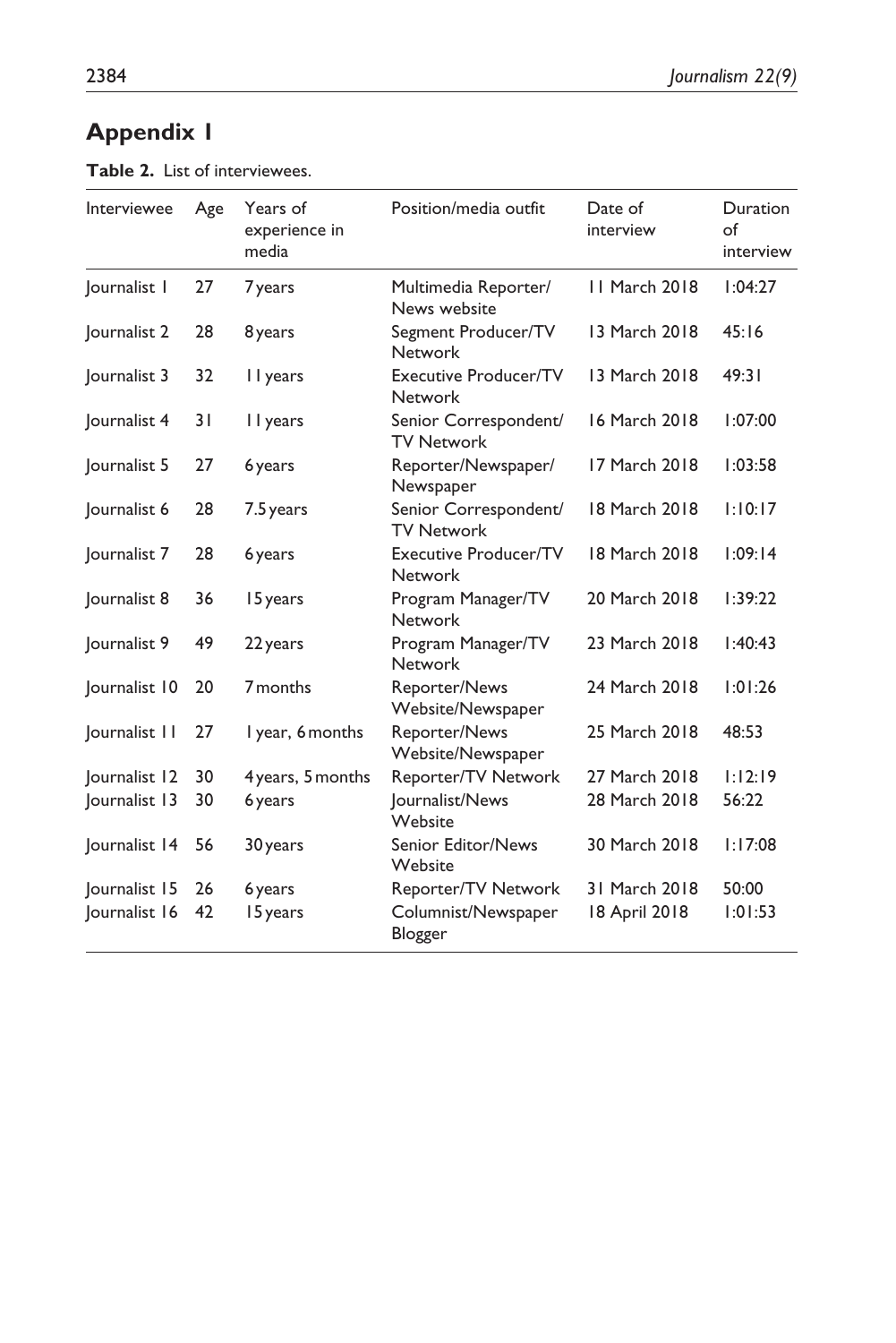## Appendix 1

**Table 2.** List of interviewees.

| Interviewee | Age | Years of experience in media | Position/media outfit | Date of interview | Duration of interview |
|---|---|---|---|---|---|
| Journalist 1 | 27 | 7 years | Multimedia Reporter/ News website | 11 March 2018 | 1:04:27 |
| Journalist 2 | 28 | 8 years | Segment Producer/TV Network | 13 March 2018 | 45:16 |
| Journalist 3 | 32 | 11 years | Executive Producer/TV Network | 13 March 2018 | 49:31 |
| Journalist 4 | 31 | 11 years | Senior Correspondent/ TV Network | 16 March 2018 | 1:07:00 |
| Journalist 5 | 27 | 6 years | Reporter/Newspaper/ Newspaper | 17 March 2018 | 1:03:58 |
| Journalist 6 | 28 | 7.5 years | Senior Correspondent/ TV Network | 18 March 2018 | 1:10:17 |
| Journalist 7 | 28 | 6 years | Executive Producer/TV Network | 18 March 2018 | 1:09:14 |
| Journalist 8 | 36 | 15 years | Program Manager/TV Network | 20 March 2018 | 1:39:22 |
| Journalist 9 | 49 | 22 years | Program Manager/TV Network | 23 March 2018 | 1:40:43 |
| Journalist 10 | 20 | 7 months | Reporter/News Website/Newspaper | 24 March 2018 | 1:01:26 |
| Journalist 11 | 27 | 1 year, 6 months | Reporter/News Website/Newspaper | 25 March 2018 | 48:53 |
| Journalist 12 | 30 | 4 years, 5 months | Reporter/TV Network | 27 March 2018 | 1:12:19 |
| Journalist 13 | 30 | 6 years | Journalist/News Website | 28 March 2018 | 56:22 |
| Journalist 14 | 56 | 30 years | Senior Editor/News Website | 30 March 2018 | 1:17:08 |
| Journalist 15 | 26 | 6 years | Reporter/TV Network | 31 March 2018 | 50:00 |
| Journalist 16 | 42 | 15 years | Columnist/Newspaper Blogger | 18 April 2018 | 1:01:53 |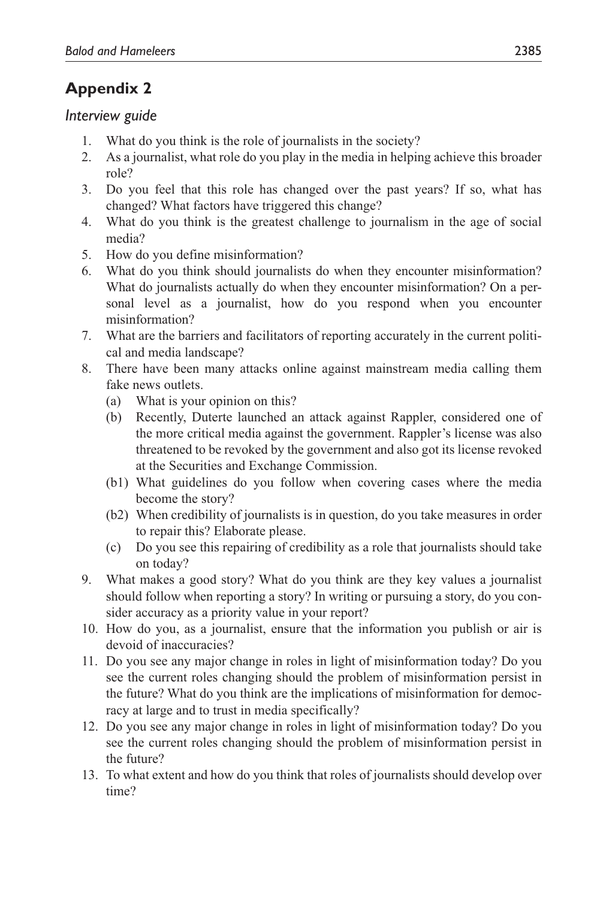## Appendix 2

### *Interview guide*

1. What do you think is the role of journalists in the society?
2. As a journalist, what role do you play in the media in helping achieve this broader role?
3. Do you feel that this role has changed over the past years? If so, what has changed? What factors have triggered this change?
4. What do you think is the greatest challenge to journalism in the age of social media?
5. How do you define misinformation?
6. What do you think should journalists do when they encounter misinformation? What do journalists actually do when they encounter misinformation? On a personal level as a journalist, how do you respond when you encounter misinformation?
7. What are the barriers and facilitators of reporting accurately in the current political and media landscape?
8. There have been many attacks online against mainstream media calling them fake news outlets.
   - (a) What is your opinion on this?
   - (b) Recently, Duterte launched an attack against Rappler, considered one of the more critical media against the government. Rappler's license was also threatened to be revoked by the government and also got its license revoked at the Securities and Exchange Commission.
   - (b1) What guidelines do you follow when covering cases where the media become the story?
   - (b2) When credibility of journalists is in question, do you take measures in order to repair this? Elaborate please.
   - (c) Do you see this repairing of credibility as a role that journalists should take on today?
9. What makes a good story? What do you think are they key values a journalist should follow when reporting a story? In writing or pursuing a story, do you consider accuracy as a priority value in your report?
10. How do you, as a journalist, ensure that the information you publish or air is devoid of inaccuracies?
11. Do you see any major change in roles in light of misinformation today? Do you see the current roles changing should the problem of misinformation persist in the future? What do you think are the implications of misinformation for democracy at large and to trust in media specifically?
12. Do you see any major change in roles in light of misinformation today? Do you see the current roles changing should the problem of misinformation persist in the future?
13. To what extent and how do you think that roles of journalists should develop over time?